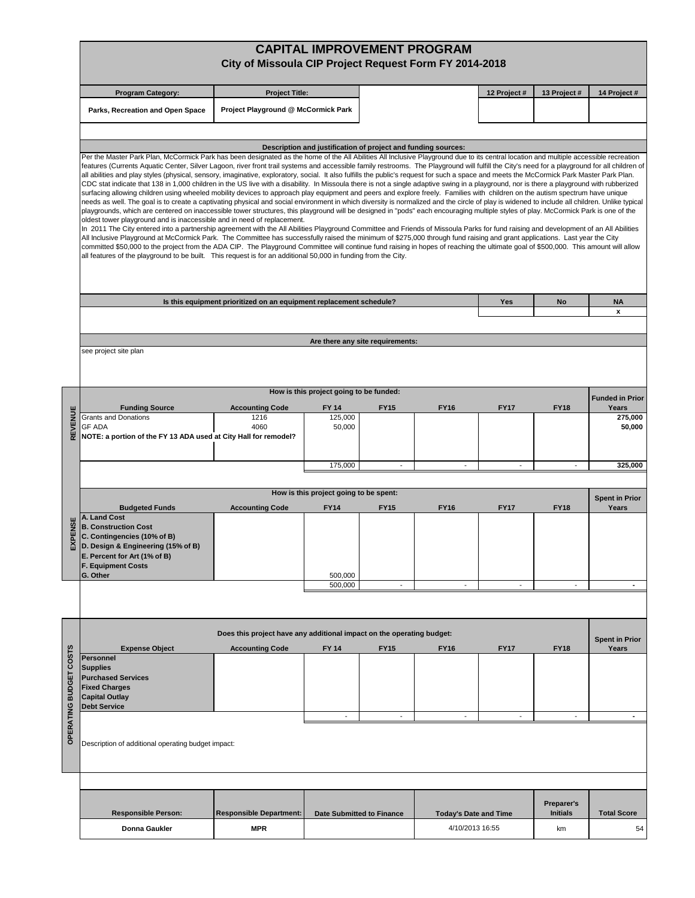# CAPITAL IMPROVEMENT PROGRAM

## City of Missoula CIP Project Request Form FY 2014-2018

| Program Category: | Project Title: | | 12 Project # | 13 Project # | 14 Project # |
|---|---|---|---|---|---|
| Parks, Recreation and Open Space | Project Playground @ McCormick Park | | | | |

### Description and justification of project and funding sources:

Per the Master Park Plan, McCormick Park has been designated as the home of the All Abilities All Inclusive Playground due to its central location and multiple accessible recreation features (Currents Aquatic Center, Silver Lagoon, river front trail systems and accessible family restrooms. The Playground will fulfill the City's need for a playground for all children of all abilities and play styles (physical, sensory, imaginative, exploratory, social. It also fulfills the public's request for such a space and meets the McCormick Park Master Park Plan. CDC stat indicate that 138 in 1,000 children in the US live with a disability. In Missoula there is not a single adaptive swing in a playground, nor is there a playground with rubberized surfacing allowing children using wheeled mobility devices to approach play equipment and peers and explore freely. Families with children on the autism spectrum have unique needs as well. The goal is to create a captivating physical and social environment in which diversity is normalized and the circle of play is widened to include all children. Unlike typical playgrounds, which are centered on inaccessible tower structures, this playground will be designed in "pods" each encouraging multiple styles of play. McCormick Park is one of the oldest tower playground and is inaccessible and in need of replacement.

In 2011 The City entered into a partnership agreement with the All Abilities Playground Committee and Friends of Missoula Parks for fund raising and development of an All Abilities All Inclusive Playground at McCormick Park. The Committee has successfully raised the minimum of $275,000 through fund raising and grant applications. Last year the City committed $50,000 to the project from the ADA CIP. The Playground Committee will continue fund raising in hopes of reaching the ultimate goal of $500,000. This amount will allow all features of the playground to be built. This request is for an additional 50,000 in funding from the City.

| Is this equipment prioritized on an equipment replacement schedule? | Yes | No | NA |
|---|---|---|---|
| | | | x |

### Are there any site requirements:

see project site plan

### REVENUE — How is this project going to be funded:

| Funding Source | Accounting Code | FY 14 | FY15 | FY16 | FY17 | FY18 | Funded in Prior Years |
|---|---|---|---|---|---|---|---|
| Grants and Donations | 1216 | 125,000 | | | | | 275,000 |
| GF ADA | 4060 | 50,000 | | | | | 50,000 |
| NOTE: a portion of the FY 13 ADA used at City Hall for remodel? | | | | | | | |
| | | 175,000 | - | - | - | - | 325,000 |

### EXPENSE — How is this project going to be spent:

| Budgeted Funds | Accounting Code | FY14 | FY15 | FY16 | FY17 | FY18 | Spent in Prior Years |
|---|---|---|---|---|---|---|---|
| A. Land Cost | | | | | | | |
| B. Construction Cost | | | | | | | |
| C. Contingencies (10% of B) | | | | | | | |
| D. Design & Engineering (15% of B) | | | | | | | |
| E. Percent for Art (1% of B) | | | | | | | |
| F. Equipment Costs | | | | | | | |
| G. Other | | 500,000 | | | | | |
| | | 500,000 | - | - | - | - | - |

### OPERATING BUDGET COSTS — Does this project have any additional impact on the operating budget:

| Expense Object | Accounting Code | FY 14 | FY15 | FY16 | FY17 | FY18 | Spent in Prior Years |
|---|---|---|---|---|---|---|---|
| Personnel | | | | | | | |
| Supplies | | | | | | | |
| Purchased Services | | | | | | | |
| Fixed Charges | | | | | | | |
| Capital Outlay | | | | | | | |
| Debt Service | | | | | | | |
| | | - | - | - | - | - | - |

Description of additional operating budget impact:

| Responsible Person: | Responsible Department: | Date Submitted to Finance | Today's Date and Time | Preparer's Initials | Total Score |
|---|---|---|---|---|---|
| Donna Gaukler | MPR | | 4/10/2013 16:55 | km | 54 |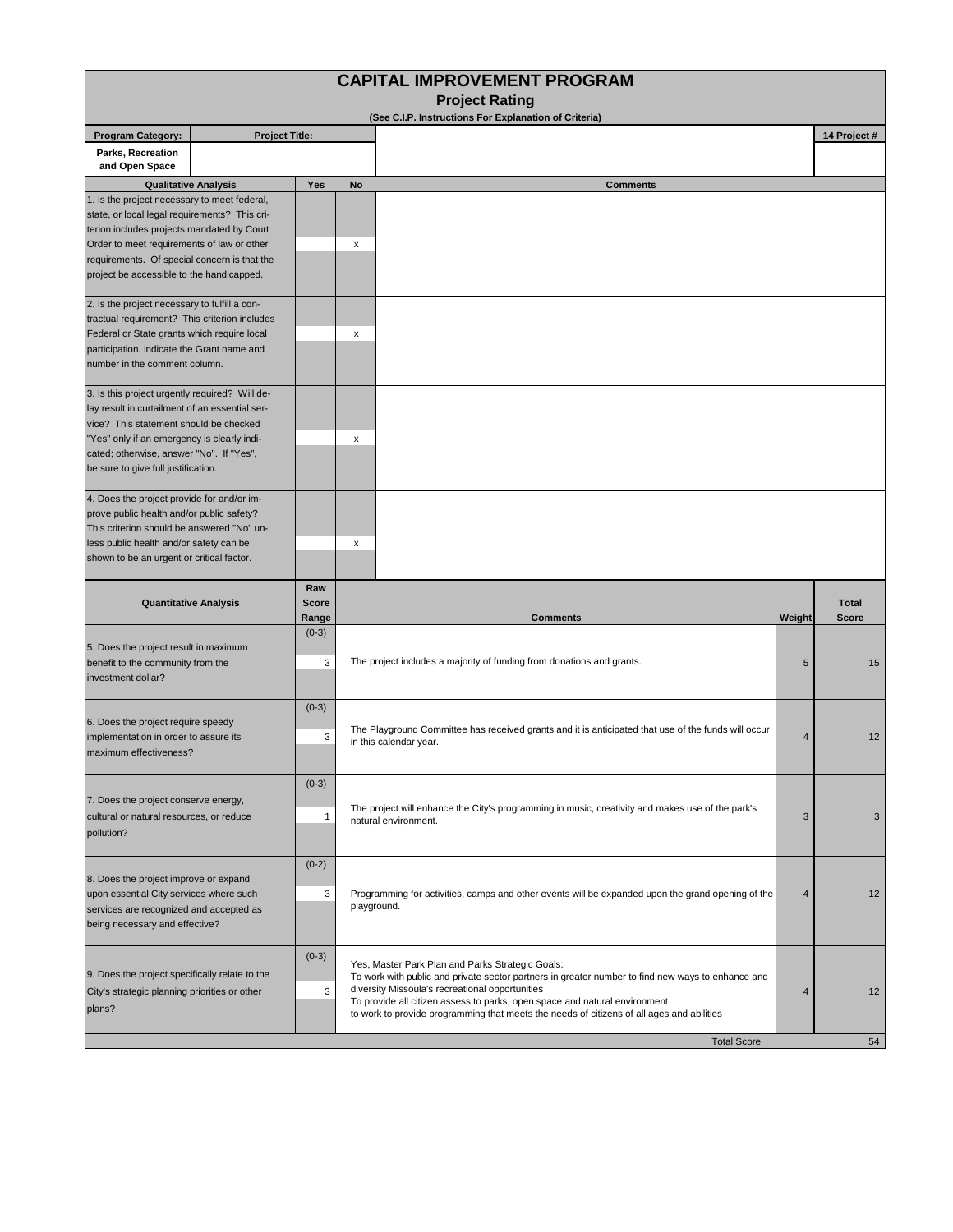# CAPITAL IMPROVEMENT PROGRAM

## Project Rating

**(See C.I.P. Instructions For Explanation of Criteria)**

| Program Category: | Project Title: | 14 Project # |
|---|---|---|
| Parks, Recreation and Open Space | | |

| Qualitative Analysis | Yes | No | Comments |
|---|---|---|---|
| 1. Is the project necessary to meet federal, state, or local legal requirements? This criterion includes projects mandated by Court Order to meet requirements of law or other requirements. Of special concern is that the project be accessible to the handicapped. | | x | |
| 2. Is the project necessary to fulfill a contractual requirement? This criterion includes Federal or State grants which require local participation. Indicate the Grant name and number in the comment column. | | x | |
| 3. Is this project urgently required? Will delay result in curtailment of an essential service? This statement should be checked "Yes" only if an emergency is clearly indicated; otherwise, answer "No". If "Yes", be sure to give full justification. | | x | |
| 4. Does the project provide for and/or improve public health and/or public safety? This criterion should be answered "No" unless public health and/or safety can be shown to be an urgent or critical factor. | | x | |

| Quantitative Analysis | Raw Score Range | Comments | Weight | Total Score |
|---|---|---|---|---|
| 5. Does the project result in maximum benefit to the community from the investment dollar? | (0-3) 3 | The project includes a majority of funding from donations and grants. | 5 | 15 |
| 6. Does the project require speedy implementation in order to assure its maximum effectiveness? | (0-3) 3 | The Playground Committee has received grants and it is anticipated that use of the funds will occur in this calendar year. | 4 | 12 |
| 7. Does the project conserve energy, cultural or natural resources, or reduce pollution? | (0-3) 1 | The project will enhance the City's programming in music, creativity and makes use of the park's natural environment. | 3 | 3 |
| 8. Does the project improve or expand upon essential City services where such services are recognized and accepted as being necessary and effective? | (0-2) 3 | Programming for activities, camps and other events will be expanded upon the grand opening of the playground. | 4 | 12 |
| 9. Does the project specifically relate to the City's strategic planning priorities or other plans? | (0-3) 3 | Yes, Master Park Plan and Parks Strategic Goals: To work with public and private sector partners in greater number to find new ways to enhance and diversity Missoula's recreational opportunities To provide all citizen assess to parks, open space and natural environment to work to provide programming that meets the needs of citizens of all ages and abilities | 4 | 12 |
| | | Total Score | | 54 |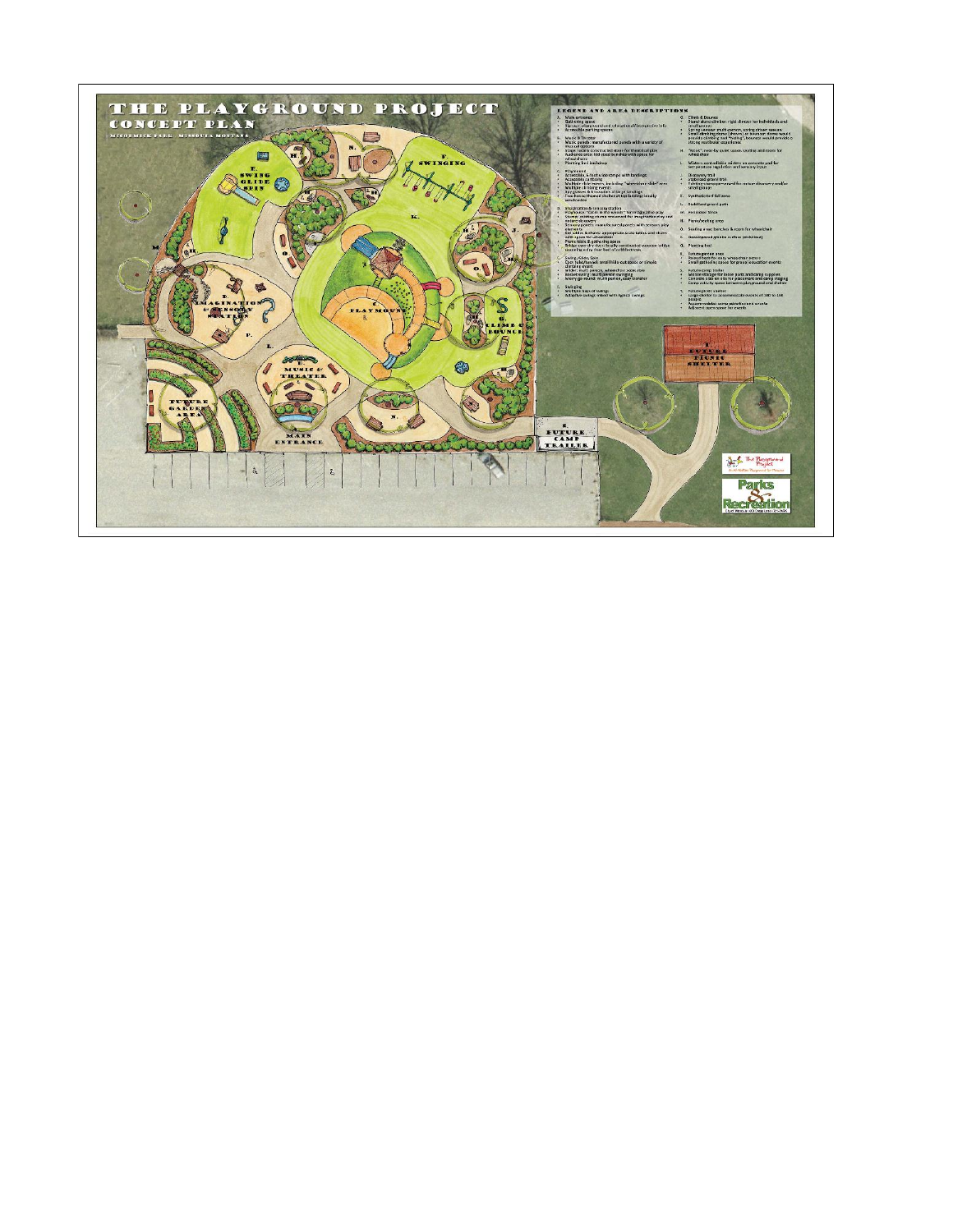# THE PLAYGROUND PROJECT

## CONCEPT PLAN

MCCORMICK PARK - MISSOULA MONTANA

### LEGEND AND AREA DESCRIPTIONS

- A. Main entrance
- B. Music & Theater
- C. Playmount
- D. Imagination & Sensory Station
- E. Swing, Glide, Spin
- F. Swinging
- G. Climb & Bounce

E. SWING GLIDE SPIN

F. SWINGING

D. IMAGINATION & SENSORY STATION

C. PLAYMOUNT

G. CLIMB & BOUNCE

B. MUSIC & THEATER

A. MAIN ENTRANCE

FUTURE GARDEN AREA

S. FUTURE CAMP TRAILER

T. FUTURE PICNIC SHELTER

The Playground Project

Parks & Recreation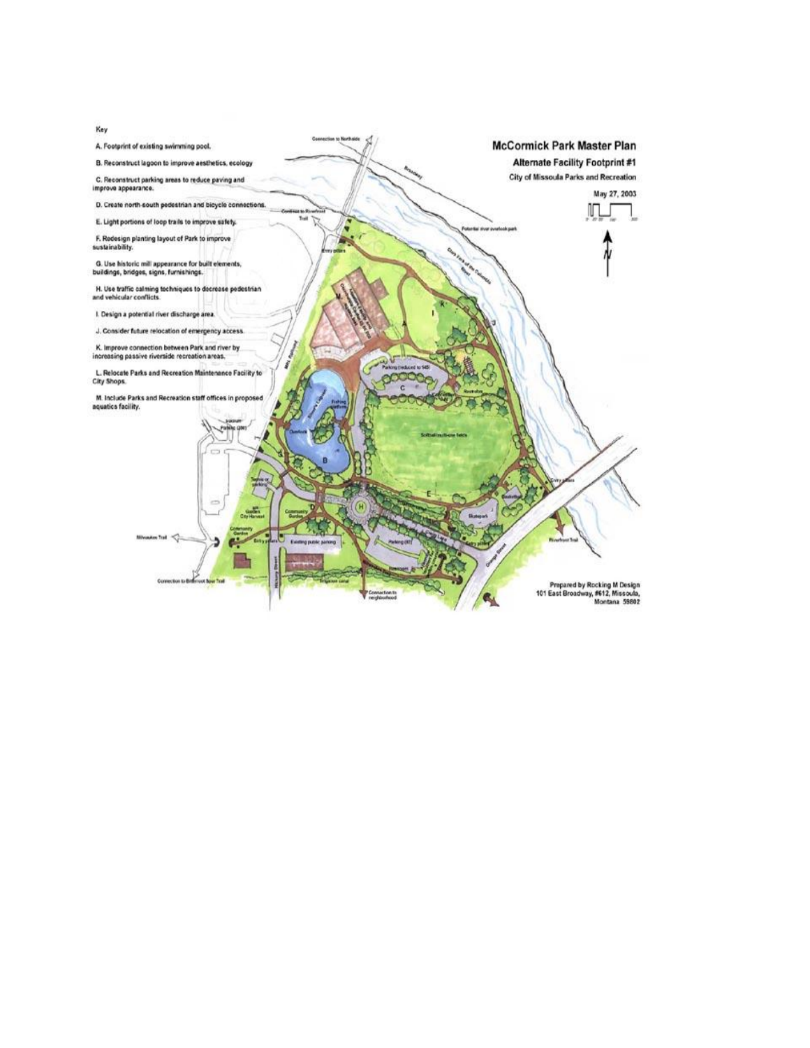# McCormick Park Master Plan

## Alternate Facility Footprint #1

City of Missoula Parks and Recreation

May 27, 2003

Key

A. Footprint of existing swimming pool.

B. Reconstruct lagoon to improve aesthetics, ecology

C. Reconstruct parking areas to reduce paving and improve appearance.

D. Create north-south pedestrian and bicycle connections.

E. Light portions of loop trails to improve safety.

F. Redesign planting layout of Park to improve sustainability.

G. Use historic mill appearance for built elements, buildings, bridges, signs, furnishings.

H. Use traffic calming techniques to decrease pedestrian and vehicular conflicts.

I. Design a potential river discharge area.

J. Consider future relocation of emergency access.

K. Improve connection between Park and river by increasing passive riverside recreation areas.

L. Relocate Parks and Recreation Maintenance Facility to City Shops.

M. Include Parks and Recreation staff offices in proposed aquatics facility.

Connection to Northside

Broadway

Continue to Riverfront Trail

Potential river overlook park

Clark Fork of the Columbia River

Entry pillars

MRL Railroad

Parking (reduced to 145)

Restroom

Fishing platform

Overlook

Softball/multi-use fields

Tennis or parking

Garden City Harvest

Community Garden

Basketball

Skatepark

Entry pillars

Existing public parking

Parking (87)

Riverfront Trail

Orange Street

Hickory Street

Irrigation canal

Bitterroot Trail

Connection to Bitterroot Spur Trail

Connection to neighborhood

Prepared by Rocking M Design
101 East Broadway, #612, Missoula, Montana 59802